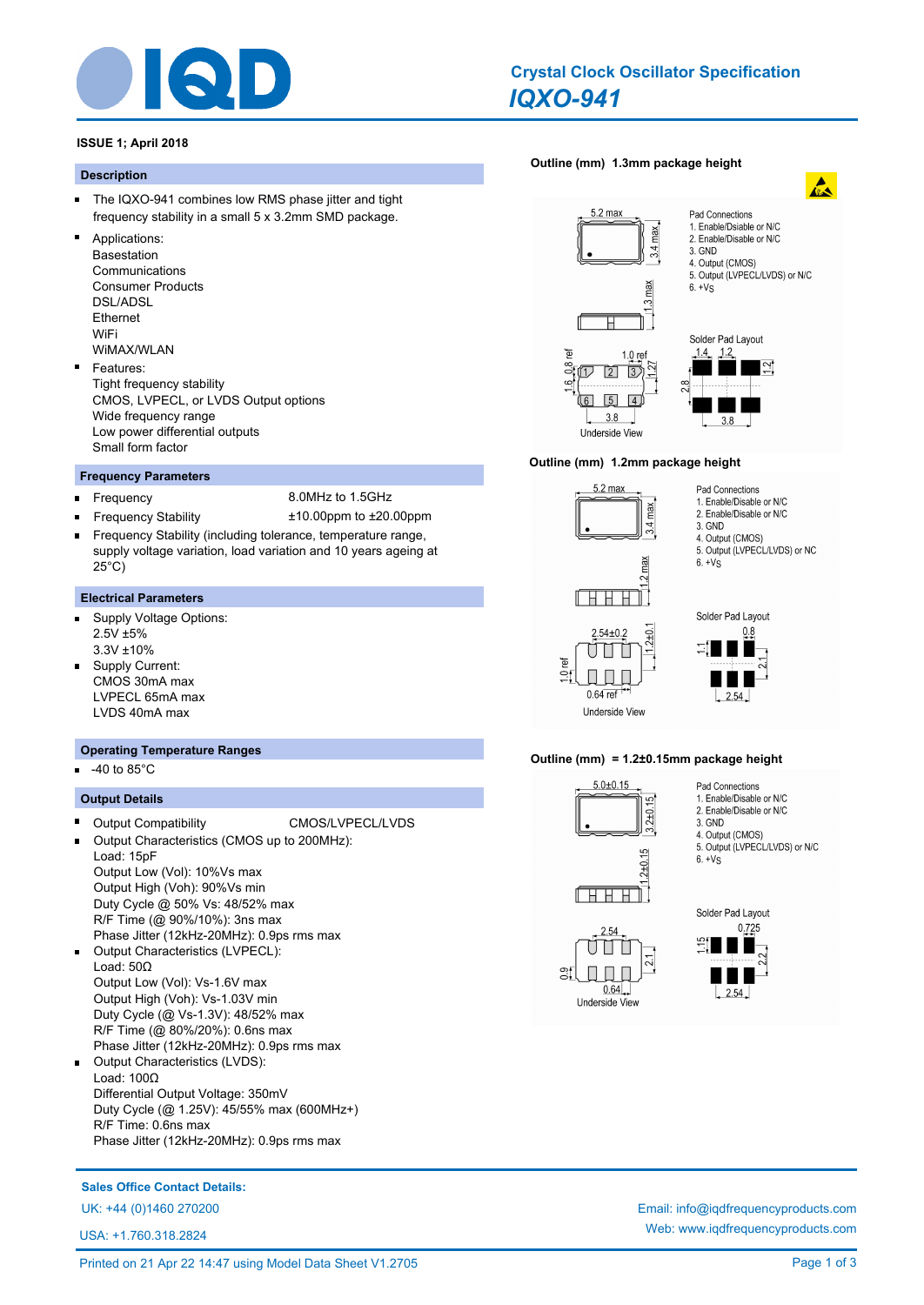# Crystal Clock Oscillator Specification

## IQXO-941

**ISSUE 1; April 2018**

### Description

- The IQXO-941 combines low RMS phase jitter and tight frequency stability in a small 5 x 3.2mm SMD package.
- Applications:
  Basestation
  Communications
  Consumer Products
  DSL/ADSL
  Ethernet
  WiFi
  WiMAX/WLAN
- Features:
  Tight frequency stability
  CMOS, LVPECL, or LVDS Output options
  Wide frequency range
  Low power differential outputs
  Small form factor

### Frequency Parameters

- Frequency: 8.0MHz to 1.5GHz
- Frequency Stability: ±10.00ppm to ±20.00ppm
- Frequency Stability (including tolerance, temperature range, supply voltage variation, load variation and 10 years ageing at 25°C)

### Electrical Parameters

- Supply Voltage Options:
  2.5V ±5%
  3.3V ±10%
- Supply Current:
  CMOS 30mA max
  LVPECL 65mA max
  LVDS 40mA max

### Operating Temperature Ranges

- -40 to 85°C

### Output Details

- Output Compatibility: CMOS/LVPECL/LVDS
- Output Characteristics (CMOS up to 200MHz):
  Load: 15pF
  Output Low (Vol): 10%Vs max
  Output High (Voh): 90%Vs min
  Duty Cycle @ 50% Vs: 48/52% max
  R/F Time (@ 90%/10%): 3ns max
  Phase Jitter (12kHz-20MHz): 0.9ps rms max
- Output Characteristics (LVPECL):
  Load: 50Ω
  Output Low (Vol): Vs-1.6V max
  Output High (Voh): Vs-1.03V min
  Duty Cycle (@ Vs-1.3V): 48/52% max
  R/F Time (@ 80%/20%): 0.6ns max
  Phase Jitter (12kHz-20MHz): 0.9ps rms max
- Output Characteristics (LVDS):
  Load: 100Ω
  Differential Output Voltage: 350mV
  Duty Cycle (@ 1.25V): 45/55% max (600MHz+)
  R/F Time: 0.6ns max
  Phase Jitter (12kHz-20MHz): 0.9ps rms max

### Outline (mm) 1.3mm package height

5.2 max, 3.4 max, 1.3 max

Pad Connections
1. Enable/Disable or N/C
2. Enable/Disable or N/C
3. GND
4. Output (CMOS)
5. Output (LVPECL/LVDS) or N/C
6. +Vs

Underside View: 0.8 ref, 1.6, 1.0 ref, 1.27, 3.8

Solder Pad Layout: 1.4, 1.2, 1.2, 2.8, 3.8

### Outline (mm) 1.2mm package height

5.2 max, 3.4 max, 1.2 max

Pad Connections
1. Enable/Disable or N/C
2. Enable/Disable or N/C
3. GND
4. Output (CMOS)
5. Output (LVPECL/LVDS) or NC
6. +Vs

Underside View: 2.54±0.2, 1.2±0.1, 1.0 ref, 0.64 ref

Solder Pad Layout: 0.8, 1.1, 2.1, 2.54

### Outline (mm) = 1.2±0.15mm package height

5.0±0.15, 3.2±0.15, 1.2±0.15

Pad Connections
1. Enable/Disable or N/C
2. Enable/Disable or N/C
3. GND
4. Output (CMOS)
5. Output (LVPECL/LVDS) or N/C
6. +Vs

Underside View: 2.54, 2.1, 0.9, 0.64

Solder Pad Layout: 0.725, 1.15, 2.2, 2.54

**Sales Office Contact Details:**

UK: +44 (0)1460 270200

USA: +1.760.318.2824

Email: info@iqdfrequencyproducts.com

Web: www.iqdfrequencyproducts.com

Printed on 21 Apr 22 14:47 using Model Data Sheet V1.2705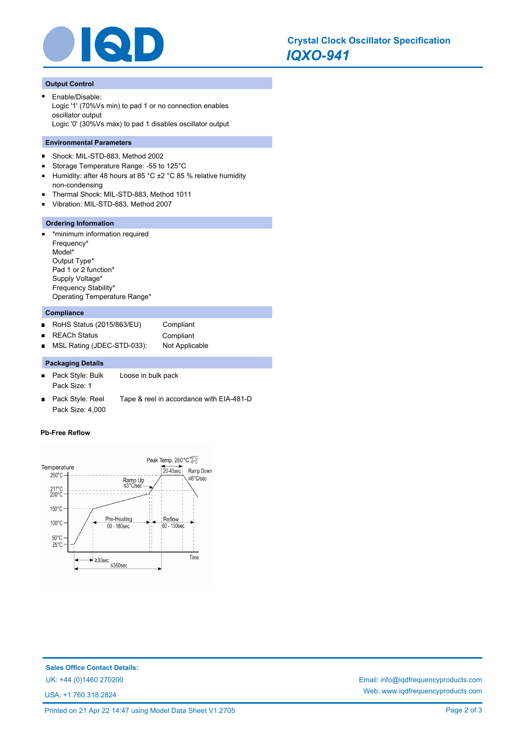## Output Control

- Enable/Disable:
  Logic '1' (70%Vs min) to pad 1 or no connection enables oscillator output
  Logic '0' (30%Vs max) to pad 1 disables oscillator output

## Environmental Parameters

- Shock: MIL-STD-883, Method 2002
- Storage Temperature Range: -55 to 125°C
- Humidity: after 48 hours at 85 °C ±2 °C 85 % relative humidity non-condensing
- Thermal Shock: MIL-STD-883, Method 1011
- Vibration: MIL-STD-883, Method 2007

## Ordering Information

- *minimum information required
  Frequency*
  Model*
  Output Type*
  Pad 1 or 2 function*
  Supply Voltage*
  Frequency Stability*
  Operating Temperature Range*

## Compliance

| | |
|---|---|
| RoHS Status (2015/863/EU) | Compliant |
| REACh Status | Compliant |
| MSL Rating (JDEC-STD-033): | Not Applicable |

## Packaging Details

| | |
|---|---|
| Pack Style: Bulk<br>Pack Size: 1 | Loose in bulk pack |
| Pack Style: Reel<br>Pack Size: 4,000 | Tape & reel in accordance with EIA-481-D |

### Pb-Free Reflow

Peak Temp. 260°C $^{+0°C}_{-5°C}$

Temperature: 260°C, 217°C, 200°C, 150°C, 100°C, 50°C, 25°C

Ramp Up ≤3°C/sec; 20-40sec; Ramp Down ≤6°C/sec

Pre-Heating 60 - 180sec; Reflow 60 - 150sec

≥30sec; ≤360sec; Time

**Sales Office Contact Details:**

UK: +44 (0)1460 270200

USA: +1.760.318.2824

Email: info@iqdfrequencyproducts.com

Web: www.iqdfrequencyproducts.com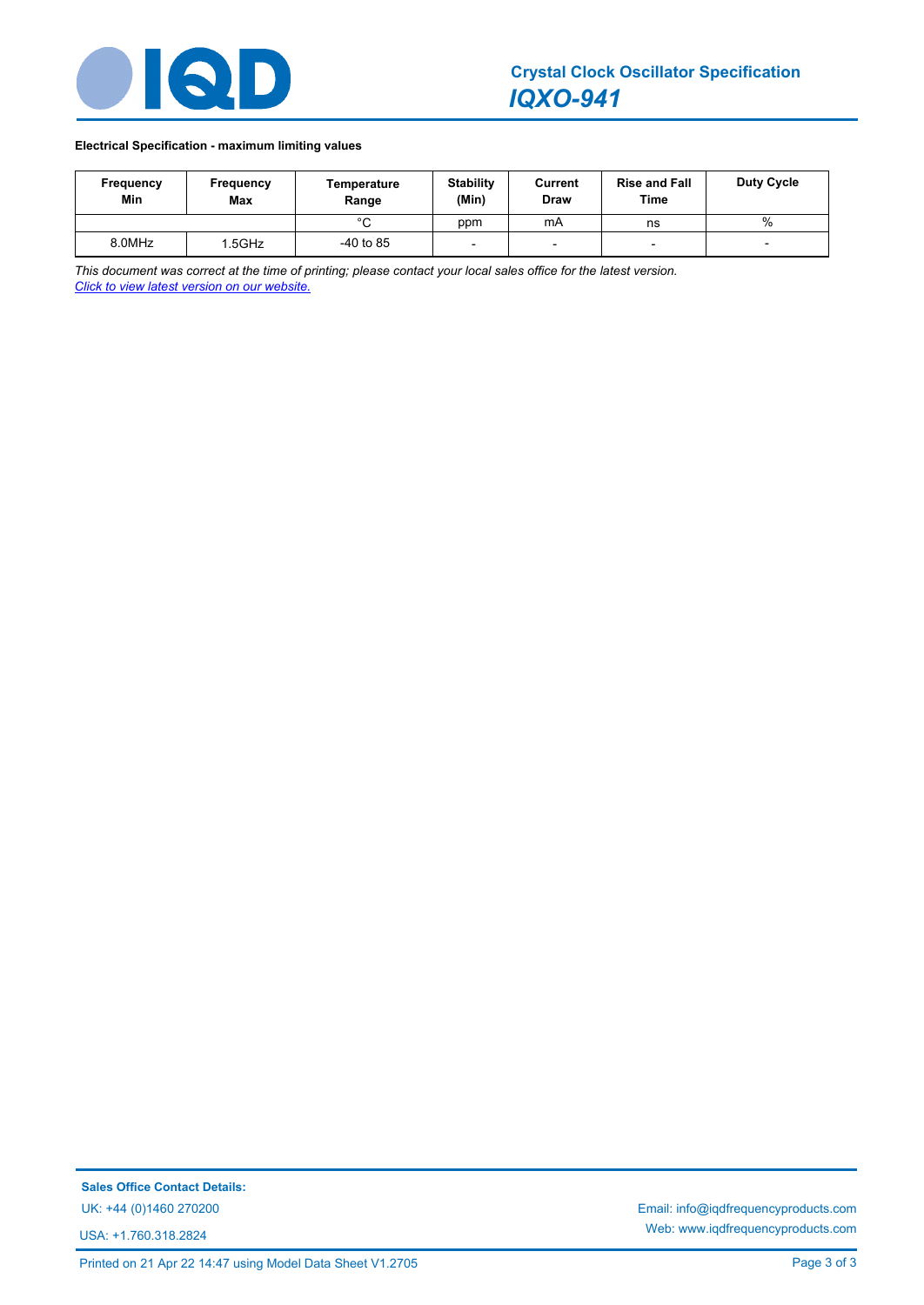**Electrical Specification - maximum limiting values**

| Frequency Min | Frequency Max | Temperature Range | Stability (Min) | Current Draw | Rise and Fall Time | Duty Cycle |
|---|---|---|---|---|---|---|
| | | °C | ppm | mA | ns | % |
| 8.0MHz | 1.5GHz | -40 to 85 | - | - | - | - |

*This document was correct at the time of printing; please contact your local sales office for the latest version.*
*Click to view latest version on our website.*

**Sales Office Contact Details:**

UK: +44 (0)1460 270200

USA: +1.760.318.2824

Email: info@iqdfrequencyproducts.com

Web: www.iqdfrequencyproducts.com

Printed on 21 Apr 22 14:47 using Model Data Sheet V1.2705